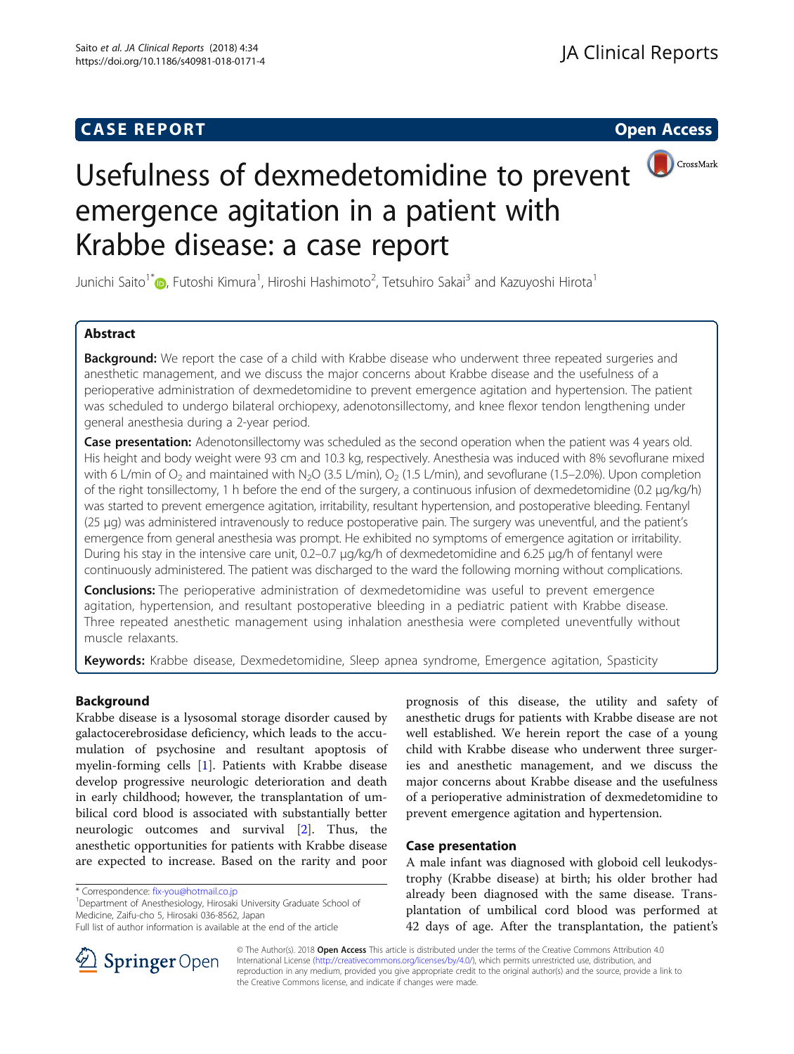**CASE REPORT** **Open Access**

# Usefulness of dexmedetomidine to prevent emergence agitation in a patient with Krabbe disease: a case report

Junichi Saito[1*], Futoshi Kimura[1], Hiroshi Hashimoto[2], Tetsuhiro Sakai[3] and Kazuyoshi Hirota[1]

## Abstract

**Background:** We report the case of a child with Krabbe disease who underwent three repeated surgeries and anesthetic management, and we discuss the major concerns about Krabbe disease and the usefulness of a perioperative administration of dexmedetomidine to prevent emergence agitation and hypertension. The patient was scheduled to undergo bilateral orchiopexy, adenotonsillectomy, and knee flexor tendon lengthening under general anesthesia during a 2-year period.

**Case presentation:** Adenotonsillectomy was scheduled as the second operation when the patient was 4 years old. His height and body weight were 93 cm and 10.3 kg, respectively. Anesthesia was induced with 8% sevoflurane mixed with 6 L/min of $O_2$ and maintained with $N_2O$ (3.5 L/min), $O_2$ (1.5 L/min), and sevoflurane (1.5–2.0%). Upon completion of the right tonsillectomy, 1 h before the end of the surgery, a continuous infusion of dexmedetomidine (0.2 μg/kg/h) was started to prevent emergence agitation, irritability, resultant hypertension, and postoperative bleeding. Fentanyl (25 μg) was administered intravenously to reduce postoperative pain. The surgery was uneventful, and the patient's emergence from general anesthesia was prompt. He exhibited no symptoms of emergence agitation or irritability. During his stay in the intensive care unit, 0.2–0.7 μg/kg/h of dexmedetomidine and 6.25 μg/h of fentanyl were continuously administered. The patient was discharged to the ward the following morning without complications.

**Conclusions:** The perioperative administration of dexmedetomidine was useful to prevent emergence agitation, hypertension, and resultant postoperative bleeding in a pediatric patient with Krabbe disease. Three repeated anesthetic management using inhalation anesthesia were completed uneventfully without muscle relaxants.

**Keywords:** Krabbe disease, Dexmedetomidine, Sleep apnea syndrome, Emergence agitation, Spasticity

## Background

Krabbe disease is a lysosomal storage disorder caused by galactocerebrosidase deficiency, which leads to the accumulation of psychosine and resultant apoptosis of myelin-forming cells [1]. Patients with Krabbe disease develop progressive neurologic deterioration and death in early childhood; however, the transplantation of umbilical cord blood is associated with substantially better neurologic outcomes and survival [2]. Thus, the anesthetic opportunities for patients with Krabbe disease are expected to increase. Based on the rarity and poor prognosis of this disease, the utility and safety of anesthetic drugs for patients with Krabbe disease are not well established. We herein report the case of a young child with Krabbe disease who underwent three surgeries and anesthetic management, and we discuss the major concerns about Krabbe disease and the usefulness of a perioperative administration of dexmedetomidine to prevent emergence agitation and hypertension.

## Case presentation

A male infant was diagnosed with globoid cell leukodystrophy (Krabbe disease) at birth; his older brother had already been diagnosed with the same disease. Transplantation of umbilical cord blood was performed at 42 days of age. After the transplantation, the patient's

\* Correspondence: fix-you@hotmail.co.jp
[1]Department of Anesthesiology, Hirosaki University Graduate School of Medicine, Zaifu-cho 5, Hirosaki 036-8562, Japan
Full list of author information is available at the end of the article

© The Author(s). 2018 **Open Access** This article is distributed under the terms of the Creative Commons Attribution 4.0 International License (http://creativecommons.org/licenses/by/4.0/), which permits unrestricted use, distribution, and reproduction in any medium, provided you give appropriate credit to the original author(s) and the source, provide a link to the Creative Commons license, and indicate if changes were made.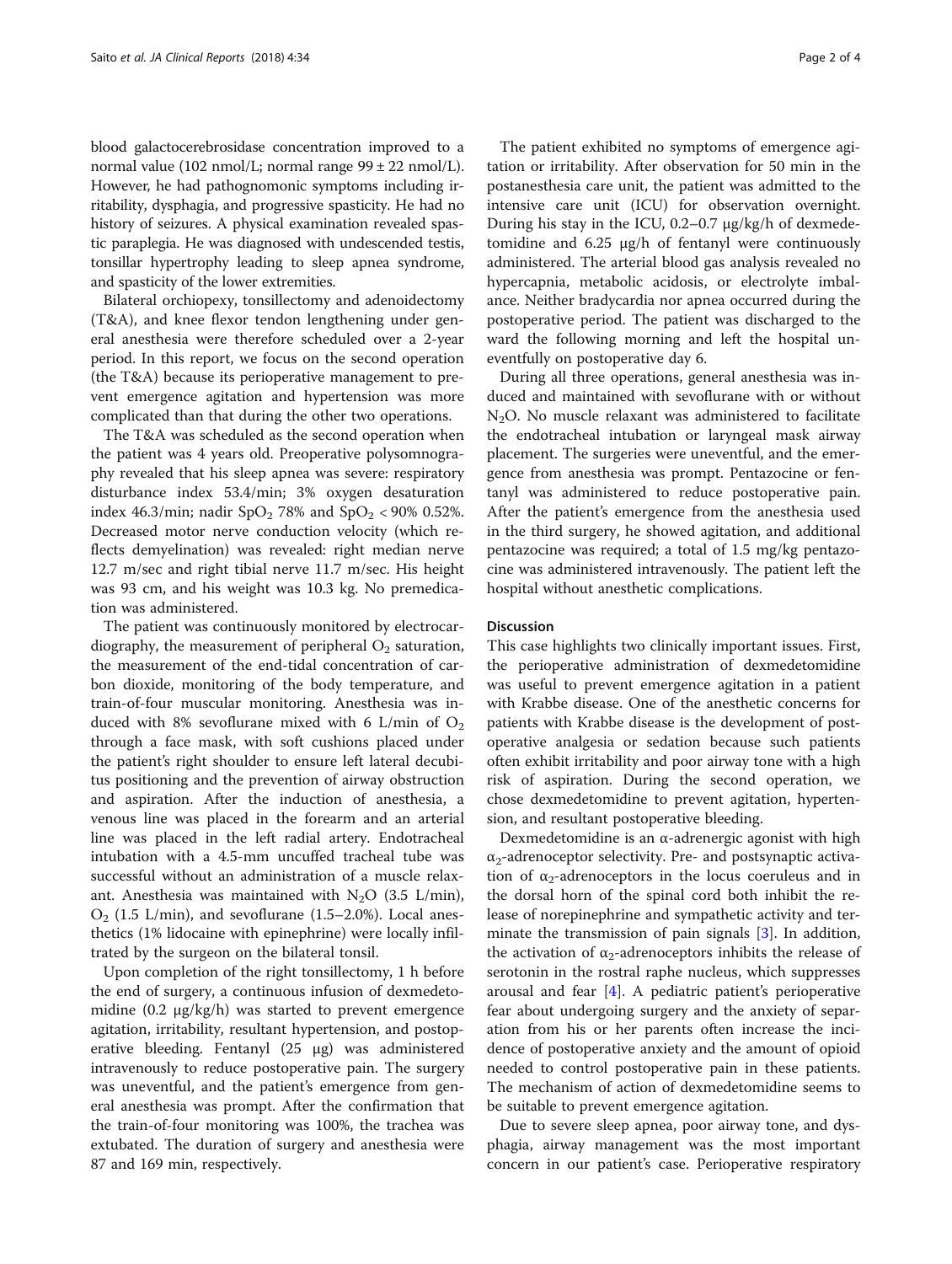blood galactocerebrosidase concentration improved to a normal value (102 nmol/L; normal range 99 ± 22 nmol/L). However, he had pathognomonic symptoms including irritability, dysphagia, and progressive spasticity. He had no history of seizures. A physical examination revealed spastic paraplegia. He was diagnosed with undescended testis, tonsillar hypertrophy leading to sleep apnea syndrome, and spasticity of the lower extremities.

Bilateral orchiopexy, tonsillectomy and adenoidectomy (T&A), and knee flexor tendon lengthening under general anesthesia were therefore scheduled over a 2-year period. In this report, we focus on the second operation (the T&A) because its perioperative management to prevent emergence agitation and hypertension was more complicated than that during the other two operations.

The T&A was scheduled as the second operation when the patient was 4 years old. Preoperative polysomnography revealed that his sleep apnea was severe: respiratory disturbance index 53.4/min; 3% oxygen desaturation index 46.3/min; nadir $SpO_2$ 78% and $SpO_2$ < 90% 0.52%. Decreased motor nerve conduction velocity (which reflects demyelination) was revealed: right median nerve 12.7 m/sec and right tibial nerve 11.7 m/sec. His height was 93 cm, and his weight was 10.3 kg. No premedication was administered.

The patient was continuously monitored by electrocardiography, the measurement of peripheral $O_2$ saturation, the measurement of the end-tidal concentration of carbon dioxide, monitoring of the body temperature, and train-of-four muscular monitoring. Anesthesia was induced with 8% sevoflurane mixed with 6 L/min of $O_2$ through a face mask, with soft cushions placed under the patient's right shoulder to ensure left lateral decubitus positioning and the prevention of airway obstruction and aspiration. After the induction of anesthesia, a venous line was placed in the forearm and an arterial line was placed in the left radial artery. Endotracheal intubation with a 4.5-mm uncuffed tracheal tube was successful without an administration of a muscle relaxant. Anesthesia was maintained with $N_2O$ (3.5 L/min), $O_2$ (1.5 L/min), and sevoflurane (1.5–2.0%). Local anesthetics (1% lidocaine with epinephrine) were locally infiltrated by the surgeon on the bilateral tonsil.

Upon completion of the right tonsillectomy, 1 h before the end of surgery, a continuous infusion of dexmedetomidine (0.2 μg/kg/h) was started to prevent emergence agitation, irritability, resultant hypertension, and postoperative bleeding. Fentanyl (25 μg) was administered intravenously to reduce postoperative pain. The surgery was uneventful, and the patient's emergence from general anesthesia was prompt. After the confirmation that the train-of-four monitoring was 100%, the trachea was extubated. The duration of surgery and anesthesia were 87 and 169 min, respectively.

The patient exhibited no symptoms of emergence agitation or irritability. After observation for 50 min in the postanesthesia care unit, the patient was admitted to the intensive care unit (ICU) for observation overnight. During his stay in the ICU, 0.2–0.7 μg/kg/h of dexmedetomidine and 6.25 μg/h of fentanyl were continuously administered. The arterial blood gas analysis revealed no hypercapnia, metabolic acidosis, or electrolyte imbalance. Neither bradycardia nor apnea occurred during the postoperative period. The patient was discharged to the ward the following morning and left the hospital uneventfully on postoperative day 6.

During all three operations, general anesthesia was induced and maintained with sevoflurane with or without $N_2O$. No muscle relaxant was administered to facilitate the endotracheal intubation or laryngeal mask airway placement. The surgeries were uneventful, and the emergence from anesthesia was prompt. Pentazocine or fentanyl was administered to reduce postoperative pain. After the patient's emergence from the anesthesia used in the third surgery, he showed agitation, and additional pentazocine was required; a total of 1.5 mg/kg pentazocine was administered intravenously. The patient left the hospital without anesthetic complications.

## Discussion

This case highlights two clinically important issues. First, the perioperative administration of dexmedetomidine was useful to prevent emergence agitation in a patient with Krabbe disease. One of the anesthetic concerns for patients with Krabbe disease is the development of postoperative analgesia or sedation because such patients often exhibit irritability and poor airway tone with a high risk of aspiration. During the second operation, we chose dexmedetomidine to prevent agitation, hypertension, and resultant postoperative bleeding.

Dexmedetomidine is an α-adrenergic agonist with high $\alpha_2$-adrenoceptor selectivity. Pre- and postsynaptic activation of $\alpha_2$-adrenoceptors in the locus coeruleus and in the dorsal horn of the spinal cord both inhibit the release of norepinephrine and sympathetic activity and terminate the transmission of pain signals [3]. In addition, the activation of $\alpha_2$-adrenoceptors inhibits the release of serotonin in the rostral raphe nucleus, which suppresses arousal and fear [4]. A pediatric patient's perioperative fear about undergoing surgery and the anxiety of separation from his or her parents often increase the incidence of postoperative anxiety and the amount of opioid needed to control postoperative pain in these patients. The mechanism of action of dexmedetomidine seems to be suitable to prevent emergence agitation.

Due to severe sleep apnea, poor airway tone, and dysphagia, airway management was the most important concern in our patient's case. Perioperative respiratory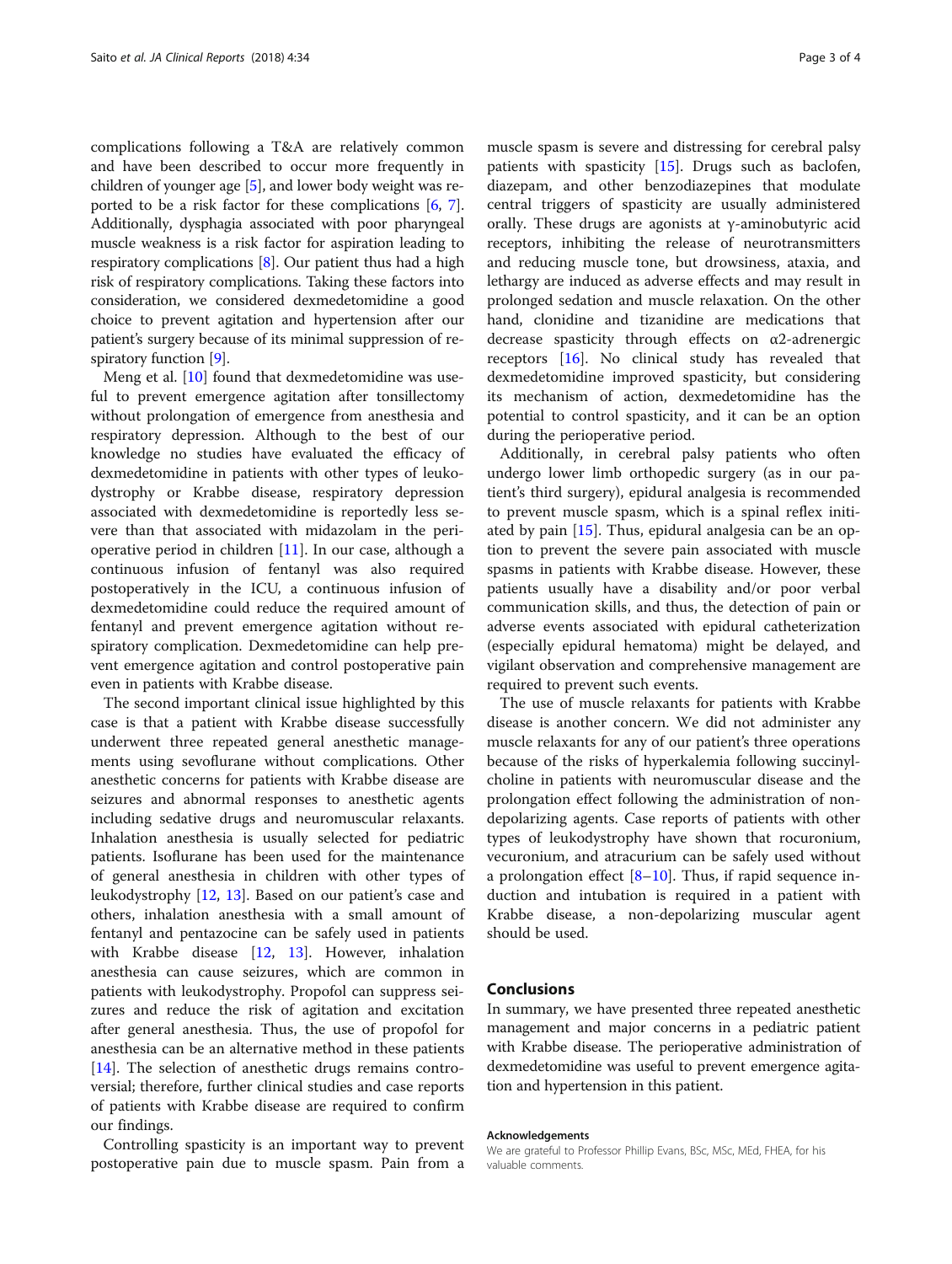complications following a T&A are relatively common and have been described to occur more frequently in children of younger age [5], and lower body weight was reported to be a risk factor for these complications [6, 7]. Additionally, dysphagia associated with poor pharyngeal muscle weakness is a risk factor for aspiration leading to respiratory complications [8]. Our patient thus had a high risk of respiratory complications. Taking these factors into consideration, we considered dexmedetomidine a good choice to prevent agitation and hypertension after our patient's surgery because of its minimal suppression of respiratory function [9].

Meng et al. [10] found that dexmedetomidine was useful to prevent emergence agitation after tonsillectomy without prolongation of emergence from anesthesia and respiratory depression. Although to the best of our knowledge no studies have evaluated the efficacy of dexmedetomidine in patients with other types of leukodystrophy or Krabbe disease, respiratory depression associated with dexmedetomidine is reportedly less severe than that associated with midazolam in the perioperative period in children [11]. In our case, although a continuous infusion of fentanyl was also required postoperatively in the ICU, a continuous infusion of dexmedetomidine could reduce the required amount of fentanyl and prevent emergence agitation without respiratory complication. Dexmedetomidine can help prevent emergence agitation and control postoperative pain even in patients with Krabbe disease.

The second important clinical issue highlighted by this case is that a patient with Krabbe disease successfully underwent three repeated general anesthetic managements using sevoflurane without complications. Other anesthetic concerns for patients with Krabbe disease are seizures and abnormal responses to anesthetic agents including sedative drugs and neuromuscular relaxants. Inhalation anesthesia is usually selected for pediatric patients. Isoflurane has been used for the maintenance of general anesthesia in children with other types of leukodystrophy [12, 13]. Based on our patient's case and others, inhalation anesthesia with a small amount of fentanyl and pentazocine can be safely used in patients with Krabbe disease [12, 13]. However, inhalation anesthesia can cause seizures, which are common in patients with leukodystrophy. Propofol can suppress seizures and reduce the risk of agitation and excitation after general anesthesia. Thus, the use of propofol for anesthesia can be an alternative method in these patients [14]. The selection of anesthetic drugs remains controversial; therefore, further clinical studies and case reports of patients with Krabbe disease are required to confirm our findings.

Controlling spasticity is an important way to prevent postoperative pain due to muscle spasm. Pain from a muscle spasm is severe and distressing for cerebral palsy patients with spasticity [15]. Drugs such as baclofen, diazepam, and other benzodiazepines that modulate central triggers of spasticity are usually administered orally. These drugs are agonists at γ-aminobutyric acid receptors, inhibiting the release of neurotransmitters and reducing muscle tone, but drowsiness, ataxia, and lethargy are induced as adverse effects and may result in prolonged sedation and muscle relaxation. On the other hand, clonidine and tizanidine are medications that decrease spasticity through effects on α2-adrenergic receptors [16]. No clinical study has revealed that dexmedetomidine improved spasticity, but considering its mechanism of action, dexmedetomidine has the potential to control spasticity, and it can be an option during the perioperative period.

Additionally, in cerebral palsy patients who often undergo lower limb orthopedic surgery (as in our patient's third surgery), epidural analgesia is recommended to prevent muscle spasm, which is a spinal reflex initiated by pain [15]. Thus, epidural analgesia can be an option to prevent the severe pain associated with muscle spasms in patients with Krabbe disease. However, these patients usually have a disability and/or poor verbal communication skills, and thus, the detection of pain or adverse events associated with epidural catheterization (especially epidural hematoma) might be delayed, and vigilant observation and comprehensive management are required to prevent such events.

The use of muscle relaxants for patients with Krabbe disease is another concern. We did not administer any muscle relaxants for any of our patient's three operations because of the risks of hyperkalemia following succinylcholine in patients with neuromuscular disease and the prolongation effect following the administration of non-depolarizing agents. Case reports of patients with other types of leukodystrophy have shown that rocuronium, vecuronium, and atracurium can be safely used without a prolongation effect [8–10]. Thus, if rapid sequence induction and intubation is required in a patient with Krabbe disease, a non-depolarizing muscular agent should be used.

## Conclusions

In summary, we have presented three repeated anesthetic management and major concerns in a pediatric patient with Krabbe disease. The perioperative administration of dexmedetomidine was useful to prevent emergence agitation and hypertension in this patient.

#### Acknowledgements

We are grateful to Professor Phillip Evans, BSc, MSc, MEd, FHEA, for his valuable comments.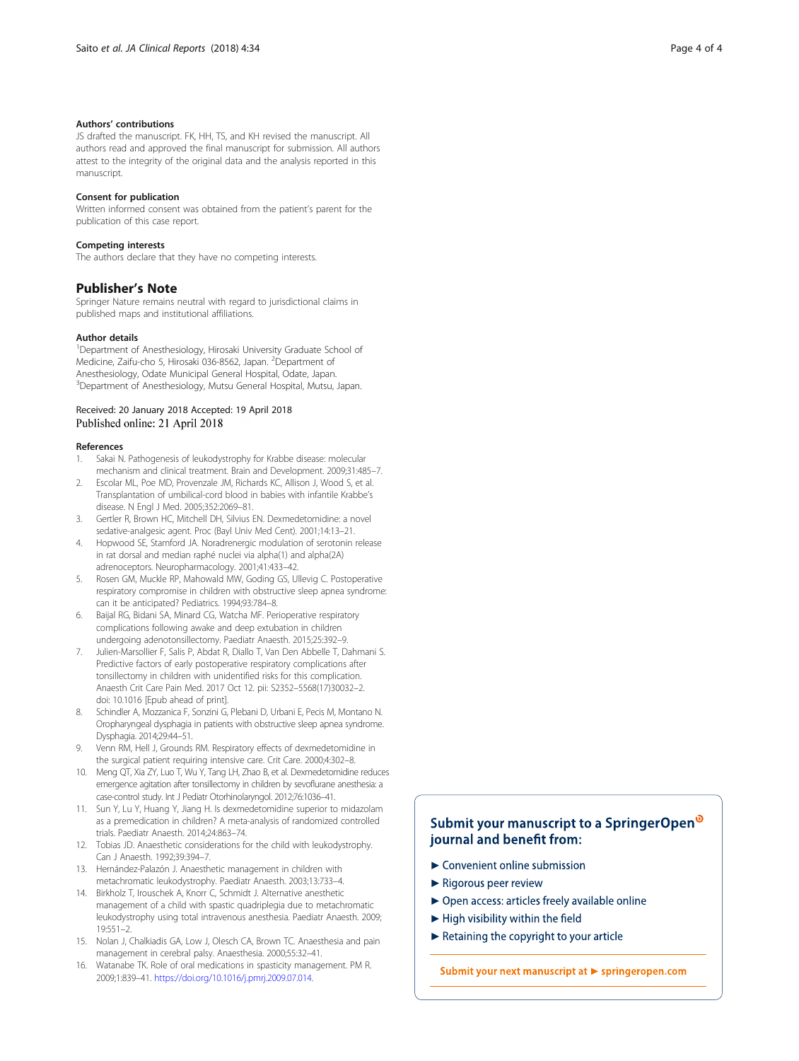### Authors' contributions

JS drafted the manuscript. FK, HH, TS, and KH revised the manuscript. All authors read and approved the final manuscript for submission. All authors attest to the integrity of the original data and the analysis reported in this manuscript.

### Consent for publication

Written informed consent was obtained from the patient's parent for the publication of this case report.

### Competing interests

The authors declare that they have no competing interests.

## Publisher's Note

Springer Nature remains neutral with regard to jurisdictional claims in published maps and institutional affiliations.

### Author details

[1]Department of Anesthesiology, Hirosaki University Graduate School of Medicine, Zaifu-cho 5, Hirosaki 036-8562, Japan. [2]Department of Anesthesiology, Odate Municipal General Hospital, Odate, Japan. [3]Department of Anesthesiology, Mutsu General Hospital, Mutsu, Japan.

Received: 20 January 2018 Accepted: 19 April 2018
Published online: 21 April 2018

### References

1. Sakai N. Pathogenesis of leukodystrophy for Krabbe disease: molecular mechanism and clinical treatment. Brain and Development. 2009;31:485–7.
2. Escolar ML, Poe MD, Provenzale JM, Richards KC, Allison J, Wood S, et al. Transplantation of umbilical-cord blood in babies with infantile Krabbe's disease. N Engl J Med. 2005;352:2069–81.
3. Gertler R, Brown HC, Mitchell DH, Silvius EN. Dexmedetomidine: a novel sedative-analgesic agent. Proc (Bayl Univ Med Cent). 2001;14:13–21.
4. Hopwood SE, Stamford JA. Noradrenergic modulation of serotonin release in rat dorsal and median raphé nuclei via alpha(1) and alpha(2A) adrenoceptors. Neuropharmacology. 2001;41:433–42.
5. Rosen GM, Muckle RP, Mahowald MW, Goding GS, Ullevig C. Postoperative respiratory compromise in children with obstructive sleep apnea syndrome: can it be anticipated? Pediatrics. 1994;93:784–8.
6. Baijal RG, Bidani SA, Minard CG, Watcha MF. Perioperative respiratory complications following awake and deep extubation in children undergoing adenotonsillectomy. Paediatr Anaesth. 2015;25:392–9.
7. Julien-Marsollier F, Salis P, Abdat R, Diallo T, Van Den Abbelle T, Dahmani S. Predictive factors of early postoperative respiratory complications after tonsillectomy in children with unidentified risks for this complication. Anaesth Crit Care Pain Med. 2017 Oct 12. pii: S2352–5568(17)30032–2. doi: 10.1016 [Epub ahead of print].
8. Schindler A, Mozzanica F, Sonzini G, Plebani D, Urbani E, Pecis M, Montano N. Oropharyngeal dysphagia in patients with obstructive sleep apnea syndrome. Dysphagia. 2014;29:44–51.
9. Venn RM, Hell J, Grounds RM. Respiratory effects of dexmedetomidine in the surgical patient requiring intensive care. Crit Care. 2000;4:302–8.
10. Meng QT, Xia ZY, Luo T, Wu Y, Tang LH, Zhao B, et al. Dexmedetomidine reduces emergence agitation after tonsillectomy in children by sevoflurane anesthesia: a case-control study. Int J Pediatr Otorhinolaryngol. 2012;76:1036–41.
11. Sun Y, Lu Y, Huang Y, Jiang H. Is dexmedetomidine superior to midazolam as a premedication in children? A meta-analysis of randomized controlled trials. Paediatr Anaesth. 2014;24:863–74.
12. Tobias JD. Anaesthetic considerations for the child with leukodystrophy. Can J Anaesth. 1992;39:394–7.
13. Hernández-Palazón J. Anaesthetic management in children with metachromatic leukodystrophy. Paediatr Anaesth. 2003;13:733–4.
14. Birkholz T, Irouschek A, Knorr C, Schmidt J. Alternative anesthetic management of a child with spastic quadriplegia due to metachromatic leukodystrophy using total intravenous anesthesia. Paediatr Anaesth. 2009; 19:551–2.
15. Nolan J, Chalkiadis GA, Low J, Olesch CA, Brown TC. Anaesthesia and pain management in cerebral palsy. Anaesthesia. 2000;55:32–41.
16. Watanabe TK. Role of oral medications in spasticity management. PM R. 2009;1:839–41. https://doi.org/10.1016/j.pmrj.2009.07.014.

**Submit your manuscript to a SpringerOpen journal and benefit from:**

- ► Convenient online submission
- ► Rigorous peer review
- ► Open access: articles freely available online
- ► High visibility within the field
- ► Retaining the copyright to your article

**Submit your next manuscript at ► springeropen.com**